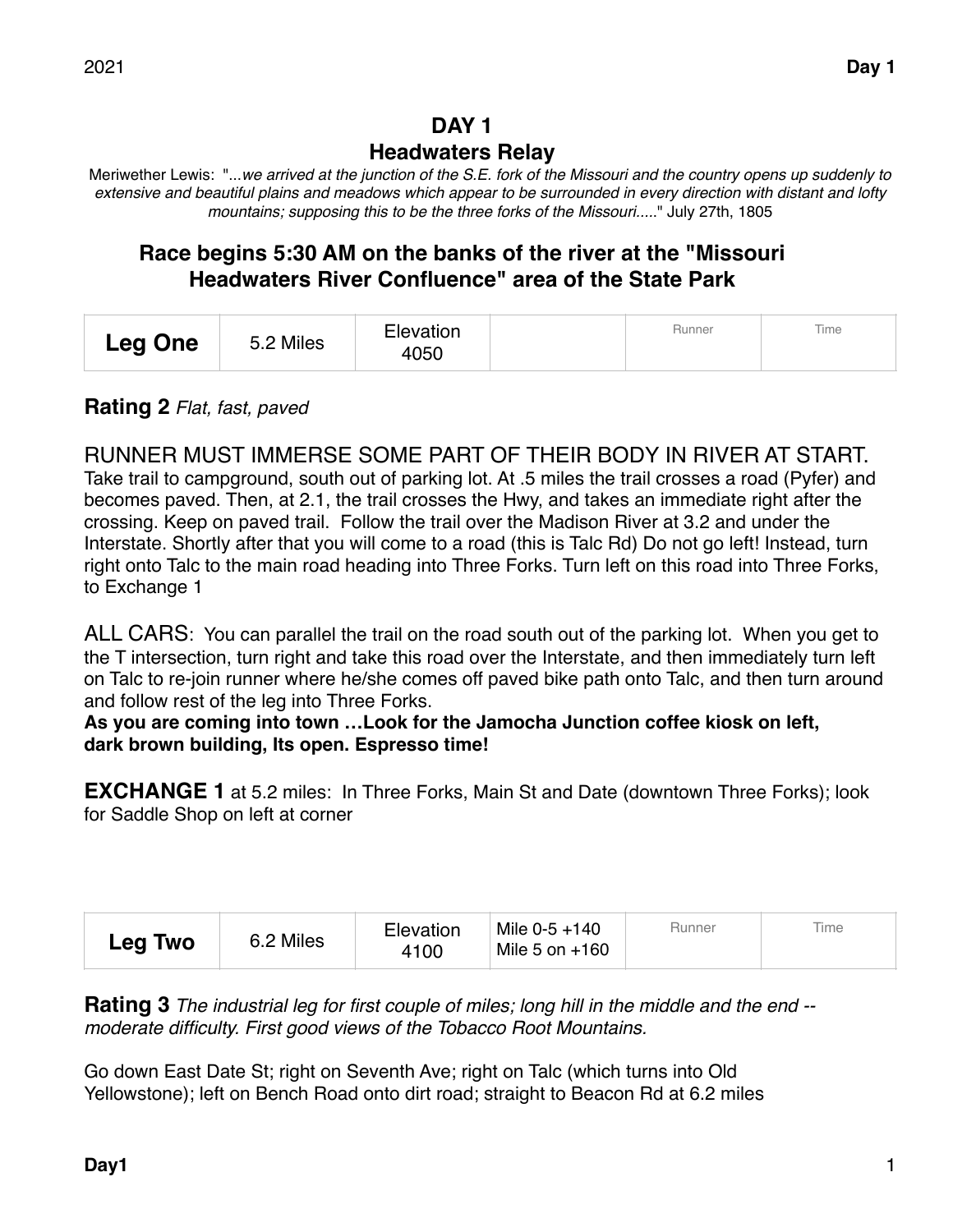# DAY 1

## Headwaters Relay

Meriwether Lewis: "...*we arrived at the junction of the S.E. fork of the Missouri and the country opens up suddenly to extensive and beautiful plains and meadows which appear to be surrounded in every direction with distant and lofty mountains; supposing this to be the three forks of the Missouri.....*" July 27th, 1805

### Race begins 5:30 AM on the banks of the river at the "Missouri Headwaters River Confluence" area of the State Park

| | | | | | |
|---|---|---|---|---|---|
| **Leg One** | 5.2 Miles | Elevation 4050 | | Runner | Time |

**Rating 2** *Flat, fast, paved*

RUNNER MUST IMMERSE SOME PART OF THEIR BODY IN RIVER AT START.
Take trail to campground, south out of parking lot. At .5 miles the trail crosses a road (Pyfer) and becomes paved. Then, at 2.1, the trail crosses the Hwy, and takes an immediate right after the crossing. Keep on paved trail. Follow the trail over the Madison River at 3.2 and under the Interstate. Shortly after that you will come to a road (this is Talc Rd) Do not go left! Instead, turn right onto Talc to the main road heading into Three Forks. Turn left on this road into Three Forks, to Exchange 1

ALL CARS: You can parallel the trail on the road south out of the parking lot. When you get to the T intersection, turn right and take this road over the Interstate, and then immediately turn left on Talc to re-join runner where he/she comes off paved bike path onto Talc, and then turn around and follow rest of the leg into Three Forks.
**As you are coming into town …Look for the Jamocha Junction coffee kiosk on left, dark brown building, Its open. Espresso time!**

**EXCHANGE 1** at 5.2 miles: In Three Forks, Main St and Date (downtown Three Forks); look for Saddle Shop on left at corner

| | | | | | |
|---|---|---|---|---|---|
| **Leg Two** | 6.2 Miles | Elevation 4100 | Mile 0-5 +140<br>Mile 5 on +160 | Runner | Time |

**Rating 3** *The industrial leg for first couple of miles; long hill in the middle and the end -- moderate difficulty. First good views of the Tobacco Root Mountains.*

Go down East Date St; right on Seventh Ave; right on Talc (which turns into Old Yellowstone); left on Bench Road onto dirt road; straight to Beacon Rd at 6.2 miles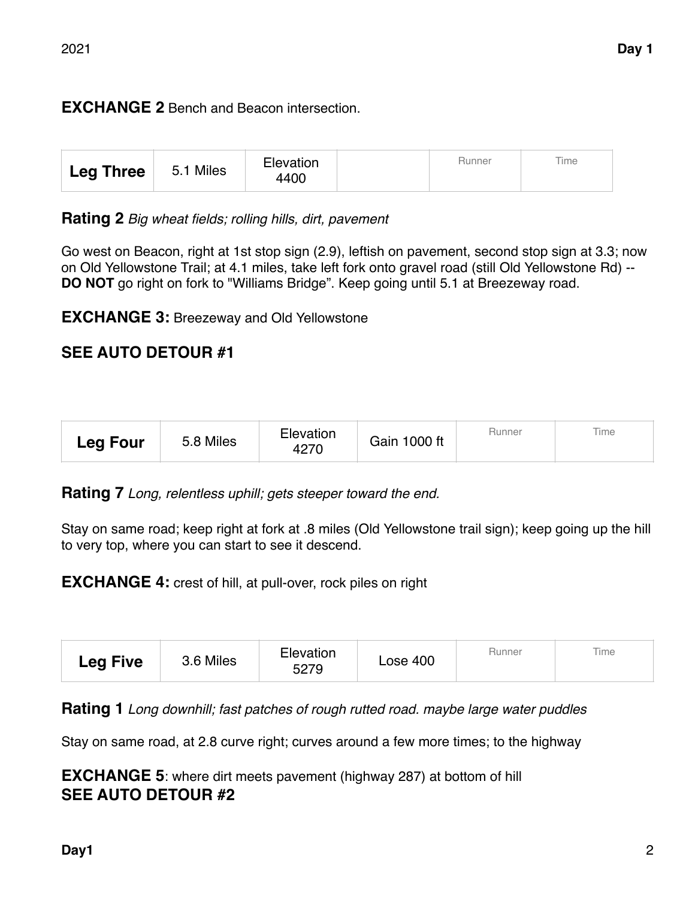**EXCHANGE 2** Bench and Beacon intersection.

| | | | | | |
|---|---|---|---|---|---|
| **Leg Three** | 5.1 Miles | Elevation 4400 | | Runner | Time |

**Rating 2** *Big wheat fields; rolling hills, dirt, pavement*

Go west on Beacon, right at 1st stop sign (2.9), leftish on pavement, second stop sign at 3.3; now on Old Yellowstone Trail; at 4.1 miles, take left fork onto gravel road (still Old Yellowstone Rd) -- **DO NOT** go right on fork to "Williams Bridge". Keep going until 5.1 at Breezeway road.

**EXCHANGE 3:** Breezeway and Old Yellowstone

**SEE AUTO DETOUR #1**

| | | | | | |
|---|---|---|---|---|---|
| **Leg Four** | 5.8 Miles | Elevation 4270 | Gain 1000 ft | Runner | Time |

**Rating 7** *Long, relentless uphill; gets steeper toward the end.*

Stay on same road; keep right at fork at .8 miles (Old Yellowstone trail sign); keep going up the hill to very top, where you can start to see it descend.

**EXCHANGE 4:** crest of hill, at pull-over, rock piles on right

| | | | | | |
|---|---|---|---|---|---|
| **Leg Five** | 3.6 Miles | Elevation 5279 | Lose 400 | Runner | Time |

**Rating 1** *Long downhill; fast patches of rough rutted road. maybe large water puddles*

Stay on same road, at 2.8 curve right; curves around a few more times; to the highway

**EXCHANGE 5**: where dirt meets pavement (highway 287) at bottom of hill
**SEE AUTO DETOUR #2**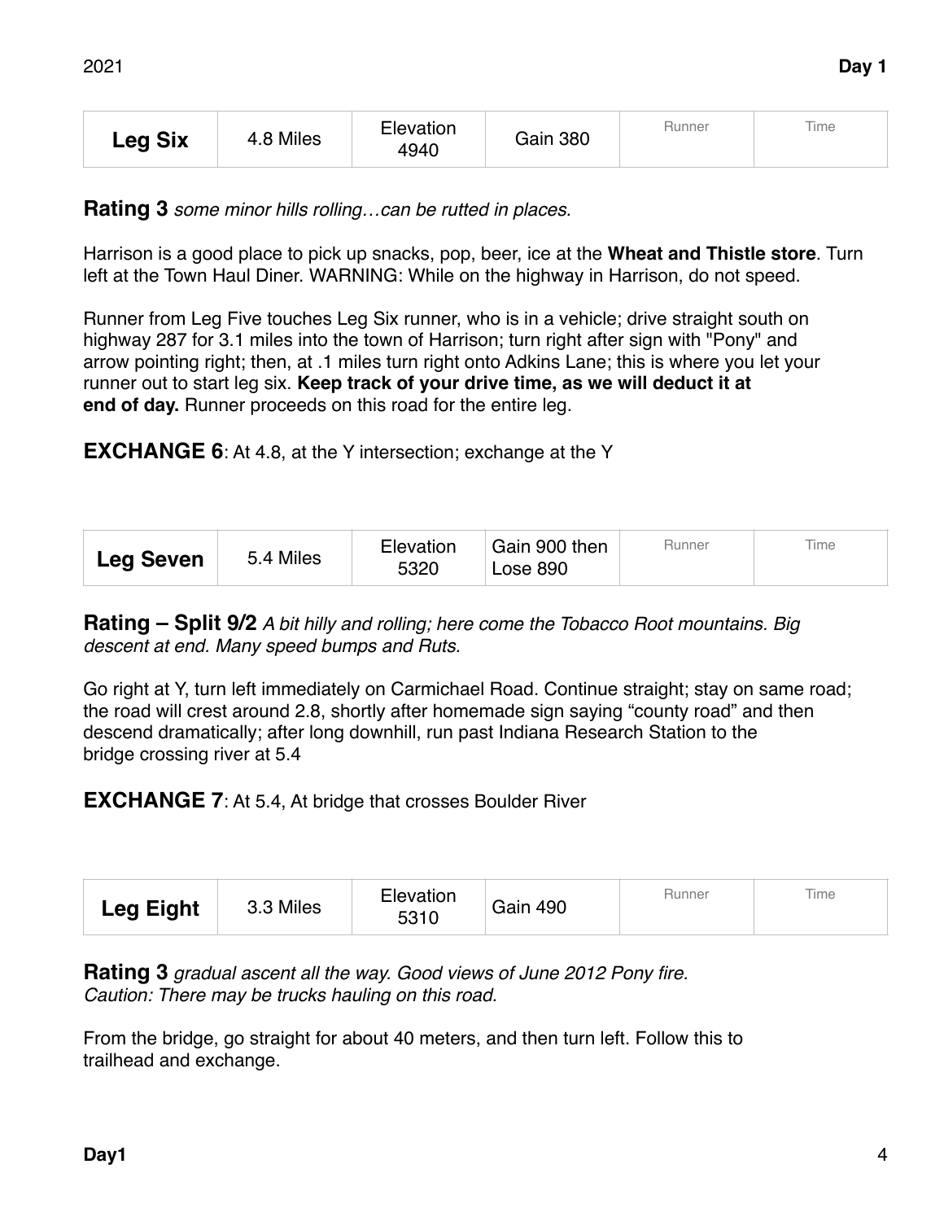| | | | | | |
|---|---|---|---|---|---|
| **Leg Six** | 4.8 Miles | Elevation 4940 | Gain 380 | Runner | Time |

**Rating 3** *some minor hills rolling…can be rutted in places.*

Harrison is a good place to pick up snacks, pop, beer, ice at the **Wheat and Thistle store**. Turn left at the Town Haul Diner. WARNING: While on the highway in Harrison, do not speed.

Runner from Leg Five touches Leg Six runner, who is in a vehicle; drive straight south on highway 287 for 3.1 miles into the town of Harrison; turn right after sign with "Pony" and arrow pointing right; then, at .1 miles turn right onto Adkins Lane; this is where you let your runner out to start leg six. **Keep track of your drive time, as we will deduct it at end of day.** Runner proceeds on this road for the entire leg.

**EXCHANGE 6**: At 4.8, at the Y intersection; exchange at the Y

| | | | | | |
|---|---|---|---|---|---|
| **Leg Seven** | 5.4 Miles | Elevation 5320 | Gain 900 then Lose 890 | Runner | Time |

**Rating – Split 9/2** *A bit hilly and rolling; here come the Tobacco Root mountains. Big descent at end. Many speed bumps and Ruts.*

Go right at Y, turn left immediately on Carmichael Road. Continue straight; stay on same road; the road will crest around 2.8, shortly after homemade sign saying "county road" and then descend dramatically; after long downhill, run past Indiana Research Station to the bridge crossing river at 5.4

**EXCHANGE 7**: At 5.4, At bridge that crosses Boulder River

| | | | | | |
|---|---|---|---|---|---|
| **Leg Eight** | 3.3 Miles | Elevation 5310 | Gain 490 | Runner | Time |

**Rating 3** *gradual ascent all the way. Good views of June 2012 Pony fire. Caution: There may be trucks hauling on this road.*

From the bridge, go straight for about 40 meters, and then turn left. Follow this to trailhead and exchange.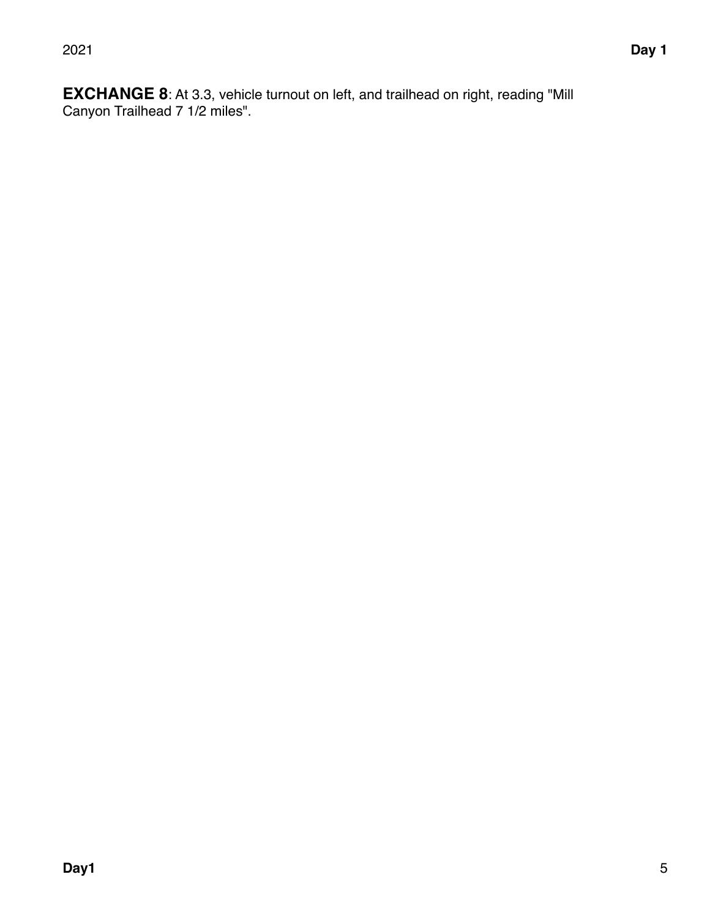**EXCHANGE 8**: At 3.3, vehicle turnout on left, and trailhead on right, reading "Mill Canyon Trailhead 7 1/2 miles".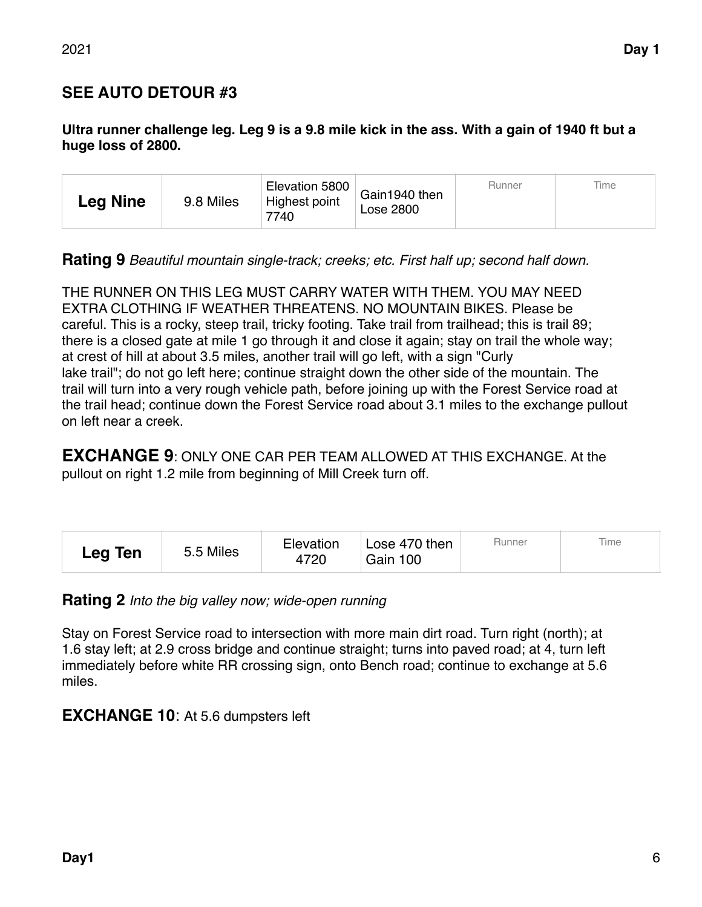## SEE AUTO DETOUR #3

**Ultra runner challenge leg. Leg 9 is a 9.8 mile kick in the ass. With a gain of 1940 ft but a huge loss of 2800.**

| | | | | | |
|---|---|---|---|---|---|
| **Leg Nine** | 9.8 Miles | Elevation 5800 Highest point 7740 | Gain1940 then Lose 2800 | Runner | Time |

**Rating 9** *Beautiful mountain single-track; creeks; etc. First half up; second half down.*

THE RUNNER ON THIS LEG MUST CARRY WATER WITH THEM. YOU MAY NEED EXTRA CLOTHING IF WEATHER THREATENS. NO MOUNTAIN BIKES. Please be careful. This is a rocky, steep trail, tricky footing. Take trail from trailhead; this is trail 89; there is a closed gate at mile 1 go through it and close it again; stay on trail the whole way; at crest of hill at about 3.5 miles, another trail will go left, with a sign "Curly lake trail"; do not go left here; continue straight down the other side of the mountain. The trail will turn into a very rough vehicle path, before joining up with the Forest Service road at the trail head; continue down the Forest Service road about 3.1 miles to the exchange pullout on left near a creek.

**EXCHANGE 9**: ONLY ONE CAR PER TEAM ALLOWED AT THIS EXCHANGE. At the pullout on right 1.2 mile from beginning of Mill Creek turn off.

| | | | | | |
|---|---|---|---|---|---|
| **Leg Ten** | 5.5 Miles | Elevation 4720 | Lose 470 then Gain 100 | Runner | Time |

**Rating 2** *Into the big valley now; wide-open running*

Stay on Forest Service road to intersection with more main dirt road. Turn right (north); at 1.6 stay left; at 2.9 cross bridge and continue straight; turns into paved road; at 4, turn left immediately before white RR crossing sign, onto Bench road; continue to exchange at 5.6 miles.

**EXCHANGE 10**: At 5.6 dumpsters left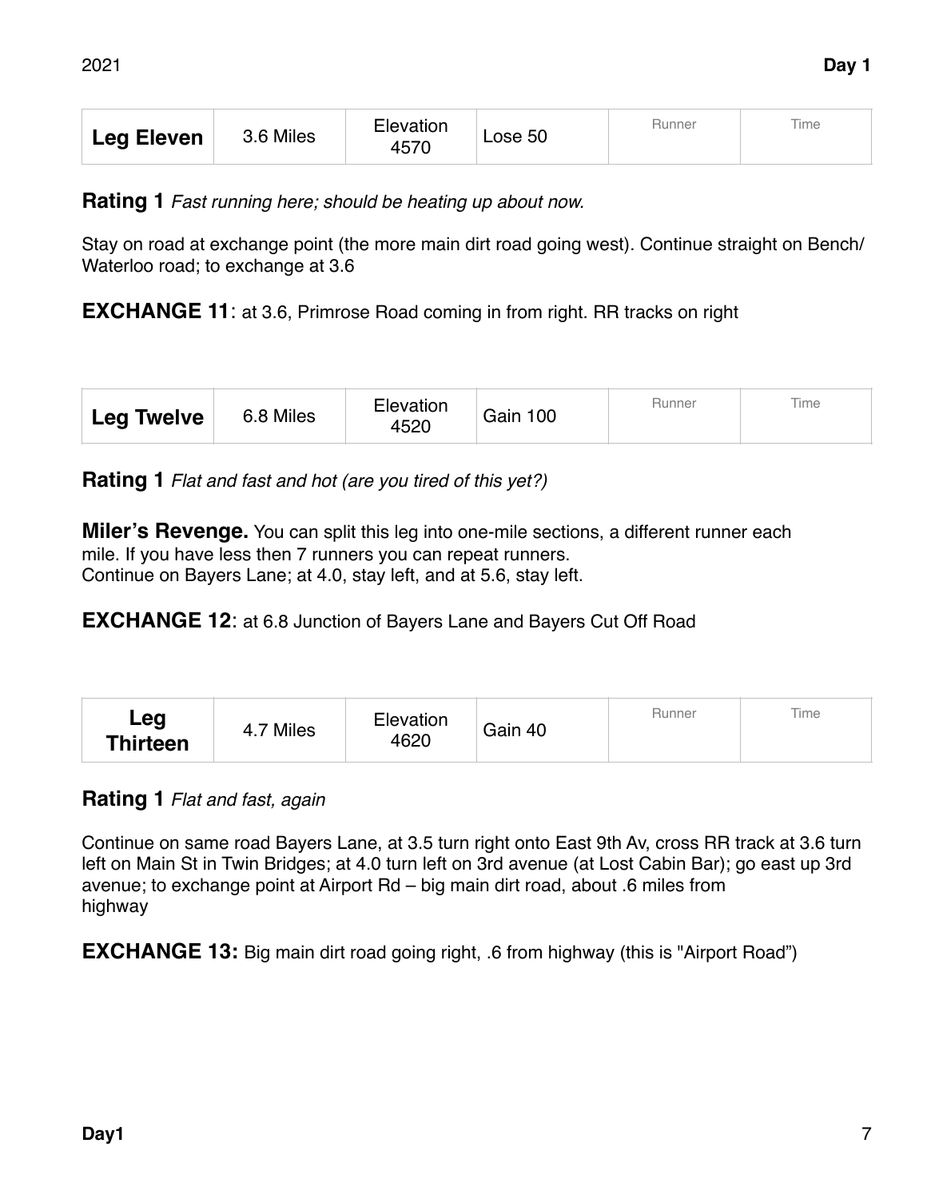| | | | | | |
|---|---|---|---|---|---|
| **Leg Eleven** | 3.6 Miles | Elevation 4570 | Lose 50 | Runner | Time |

**Rating 1** *Fast running here; should be heating up about now.*

Stay on road at exchange point (the more main dirt road going west). Continue straight on Bench/ Waterloo road; to exchange at 3.6

**EXCHANGE 11**: at 3.6, Primrose Road coming in from right. RR tracks on right

| | | | | | |
|---|---|---|---|---|---|
| **Leg Twelve** | 6.8 Miles | Elevation 4520 | Gain 100 | Runner | Time |

**Rating 1** *Flat and fast and hot (are you tired of this yet?)*

**Miler's Revenge.** You can split this leg into one-mile sections, a different runner each mile. If you have less then 7 runners you can repeat runners.
Continue on Bayers Lane; at 4.0, stay left, and at 5.6, stay left.

**EXCHANGE 12**: at 6.8 Junction of Bayers Lane and Bayers Cut Off Road

| | | | | | |
|---|---|---|---|---|---|
| **Leg Thirteen** | 4.7 Miles | Elevation 4620 | Gain 40 | Runner | Time |

**Rating 1** *Flat and fast, again*

Continue on same road Bayers Lane, at 3.5 turn right onto East 9th Av, cross RR track at 3.6 turn left on Main St in Twin Bridges; at 4.0 turn left on 3rd avenue (at Lost Cabin Bar); go east up 3rd avenue; to exchange point at Airport Rd – big main dirt road, about .6 miles from highway

**EXCHANGE 13:** Big main dirt road going right, .6 from highway (this is "Airport Road")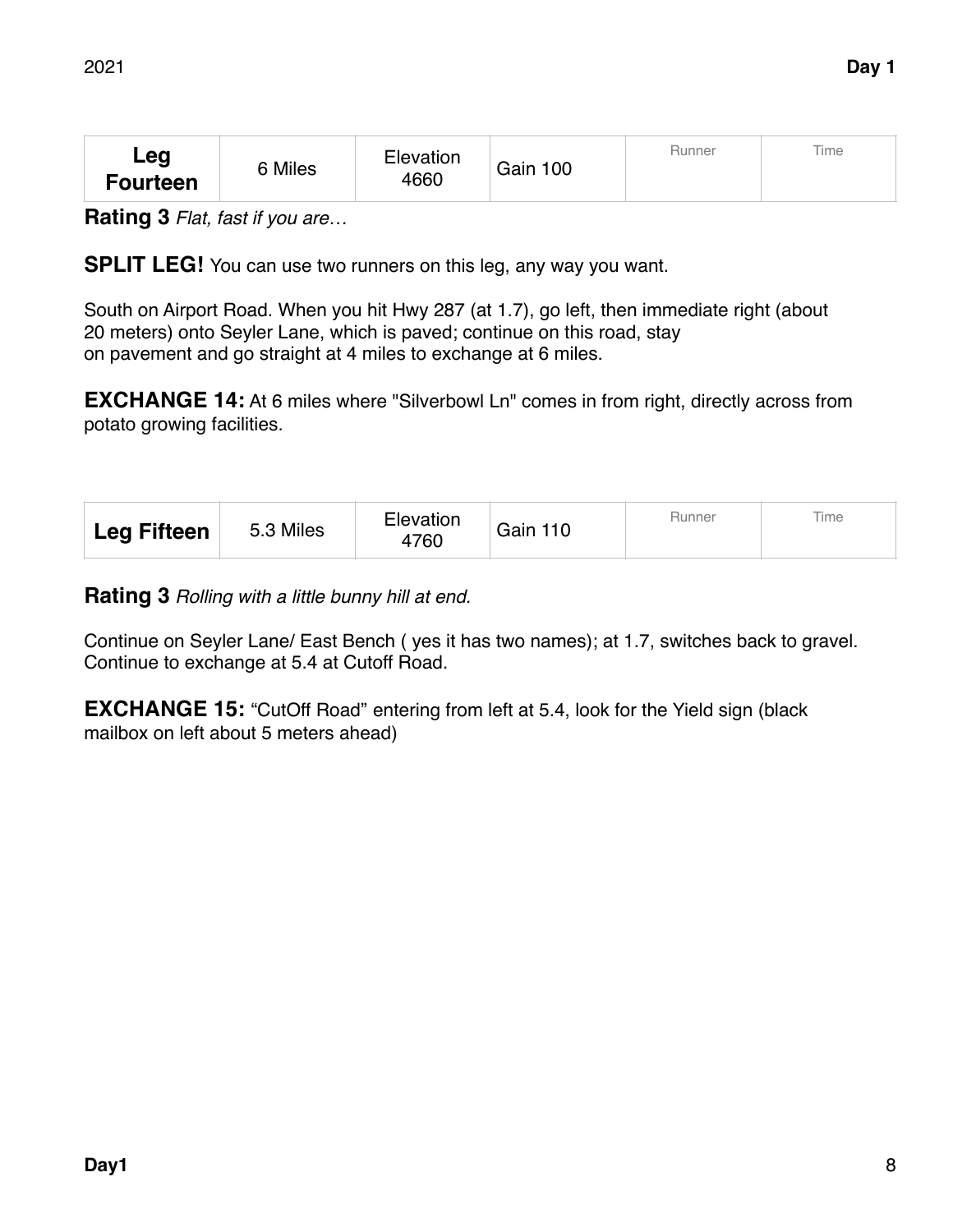| | | | | | |
|---|---|---|---|---|---|
| **Leg Fourteen** | 6 Miles | Elevation 4660 | Gain 100 | Runner | Time |

**Rating 3** *Flat, fast if you are…*

**SPLIT LEG!** You can use two runners on this leg, any way you want.

South on Airport Road. When you hit Hwy 287 (at 1.7), go left, then immediate right (about 20 meters) onto Seyler Lane, which is paved; continue on this road, stay on pavement and go straight at 4 miles to exchange at 6 miles.

**EXCHANGE 14:** At 6 miles where "Silverbowl Ln" comes in from right, directly across from potato growing facilities.

| | | | | | |
|---|---|---|---|---|---|
| **Leg Fifteen** | 5.3 Miles | Elevation 4760 | Gain 110 | Runner | Time |

**Rating 3** *Rolling with a little bunny hill at end.*

Continue on Seyler Lane/ East Bench ( yes it has two names); at 1.7, switches back to gravel. Continue to exchange at 5.4 at Cutoff Road.

**EXCHANGE 15:** "CutOff Road" entering from left at 5.4, look for the Yield sign (black mailbox on left about 5 meters ahead)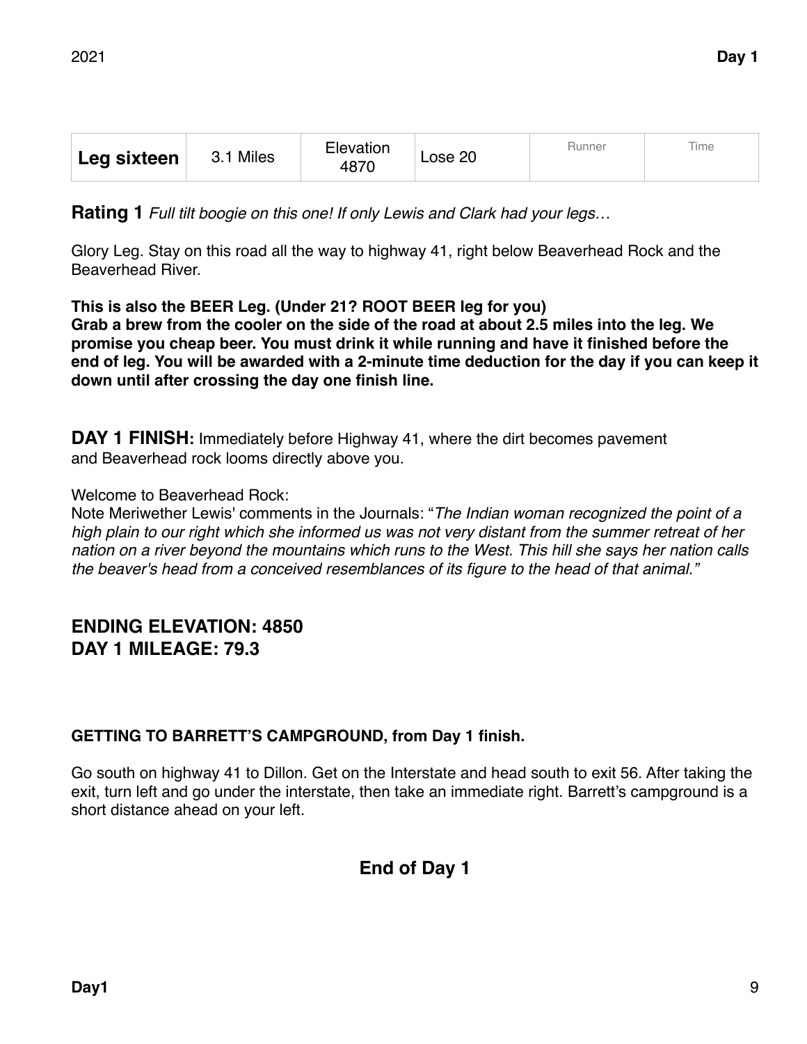| | | | | | |
|---|---|---|---|---|---|
| **Leg sixteen** | 3.1 Miles | Elevation 4870 | Lose 20 | Runner | Time |

**Rating 1** *Full tilt boogie on this one! If only Lewis and Clark had your legs…*

Glory Leg. Stay on this road all the way to highway 41, right below Beaverhead Rock and the Beaverhead River.

**This is also the BEER Leg. (Under 21? ROOT BEER leg for you)**
**Grab a brew from the cooler on the side of the road at about 2.5 miles into the leg. We promise you cheap beer. You must drink it while running and have it finished before the end of leg. You will be awarded with a 2-minute time deduction for the day if you can keep it down until after crossing the day one finish line.**

**DAY 1 FINISH:** Immediately before Highway 41, where the dirt becomes pavement and Beaverhead rock looms directly above you.

Welcome to Beaverhead Rock:
Note Meriwether Lewis' comments in the Journals: "*The Indian woman recognized the point of a high plain to our right which she informed us was not very distant from the summer retreat of her nation on a river beyond the mountains which runs to the West. This hill she says her nation calls the beaver's head from a conceived resemblances of its figure to the head of that animal.*"

## ENDING ELEVATION: 4850
## DAY 1 MILEAGE: 79.3

**GETTING TO BARRETT'S CAMPGROUND, from Day 1 finish.**

Go south on highway 41 to Dillon. Get on the Interstate and head south to exit 56. After taking the exit, turn left and go under the interstate, then take an immediate right. Barrett's campground is a short distance ahead on your left.

## End of Day 1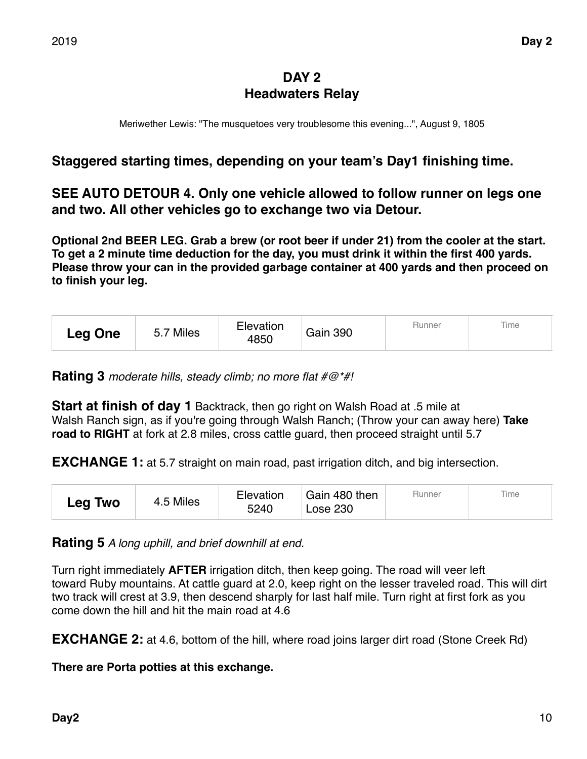# DAY 2
# Headwaters Relay

Meriwether Lewis: "The musquetoes very troublesome this evening...", August 9, 1805

## Staggered starting times, depending on your team's Day1 finishing time.

## SEE AUTO DETOUR 4. Only one vehicle allowed to follow runner on legs one and two. All other vehicles go to exchange two via Detour.

**Optional 2nd BEER LEG. Grab a brew (or root beer if under 21) from the cooler at the start. To get a 2 minute time deduction for the day, you must drink it within the first 400 yards. Please throw your can in the provided garbage container at 400 yards and then proceed on to finish your leg.**

| | | | | | |
|---|---|---|---|---|---|
| **Leg One** | 5.7 Miles | Elevation 4850 | Gain 390 | Runner | Time |

**Rating 3** *moderate hills, steady climb; no more flat #@*#!*

**Start at finish of day 1** Backtrack, then go right on Walsh Road at .5 mile at Walsh Ranch sign, as if you're going through Walsh Ranch; (Throw your can away here) **Take road to RIGHT** at fork at 2.8 miles, cross cattle guard, then proceed straight until 5.7

**EXCHANGE 1:** at 5.7 straight on main road, past irrigation ditch, and big intersection.

| | | | | | |
|---|---|---|---|---|---|
| **Leg Two** | 4.5 Miles | Elevation 5240 | Gain 480 then Lose 230 | Runner | Time |

**Rating 5** *A long uphill, and brief downhill at end.*

Turn right immediately **AFTER** irrigation ditch, then keep going. The road will veer left toward Ruby mountains. At cattle guard at 2.0, keep right on the lesser traveled road. This will dirt two track will crest at 3.9, then descend sharply for last half mile. Turn right at first fork as you come down the hill and hit the main road at 4.6

**EXCHANGE 2:** at 4.6, bottom of the hill, where road joins larger dirt road (Stone Creek Rd)

**There are Porta potties at this exchange.**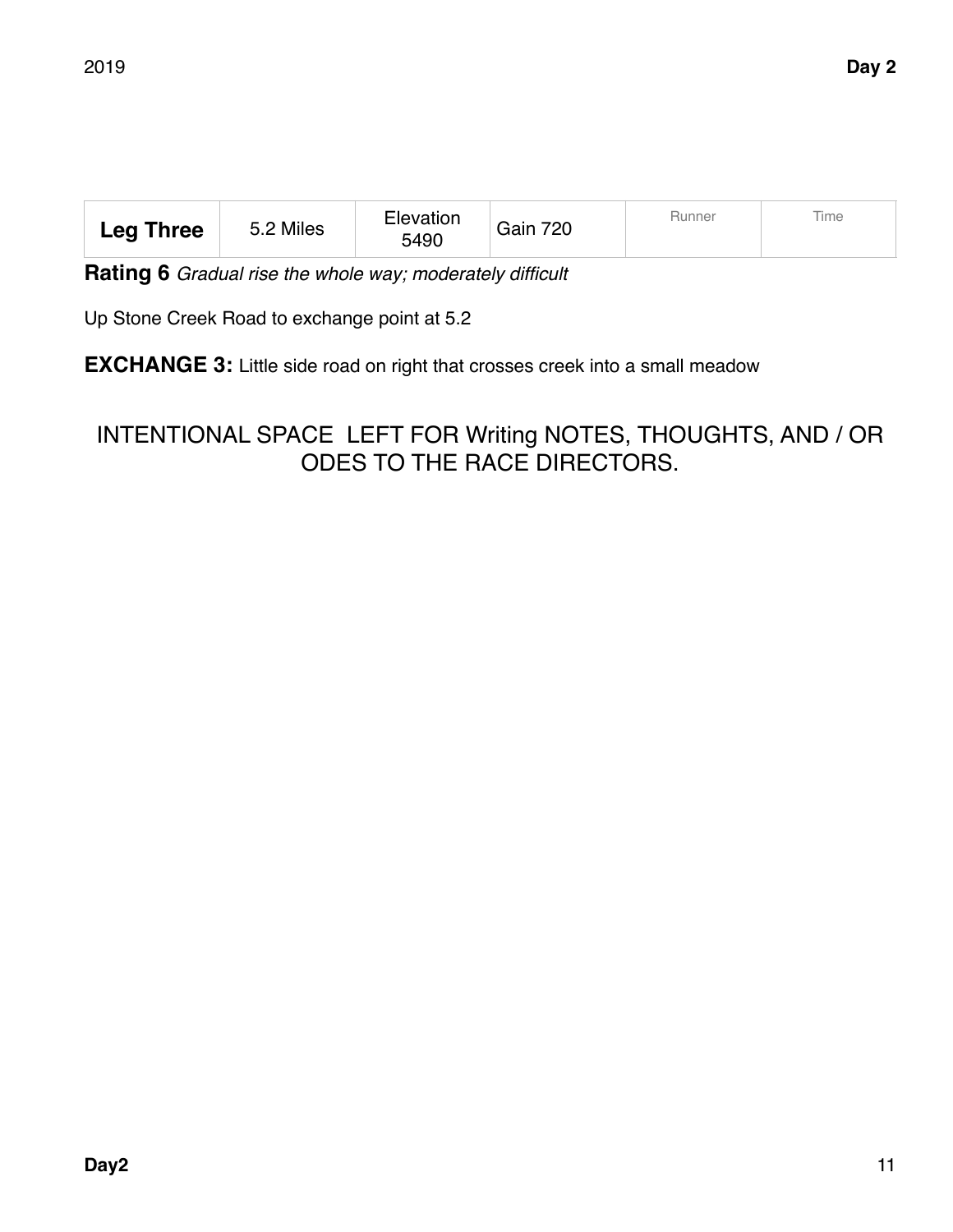| | | | | | |
|---|---|---|---|---|---|
| **Leg Three** | 5.2 Miles | Elevation 5490 | Gain 720 | Runner | Time |

**Rating 6** *Gradual rise the whole way; moderately difficult*

Up Stone Creek Road to exchange point at 5.2

**EXCHANGE 3:** Little side road on right that crosses creek into a small meadow

INTENTIONAL SPACE LEFT FOR Writing NOTES, THOUGHTS, AND / OR ODES TO THE RACE DIRECTORS.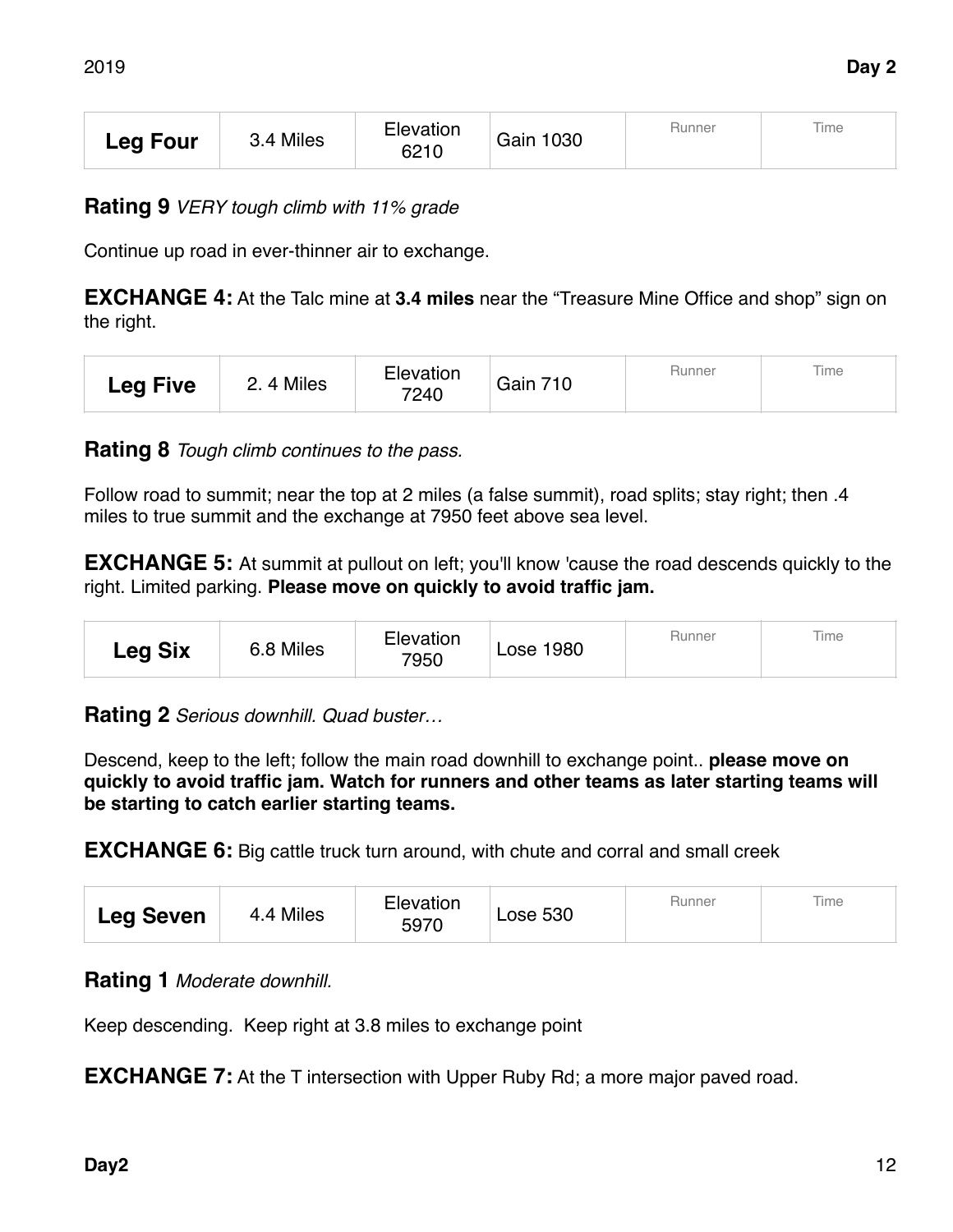| | | | | | |
|---|---|---|---|---|---|
| **Leg Four** | 3.4 Miles | Elevation 6210 | Gain 1030 | Runner | Time |

**Rating 9** *VERY tough climb with 11% grade*

Continue up road in ever-thinner air to exchange.

**EXCHANGE 4:** At the Talc mine at **3.4 miles** near the "Treasure Mine Office and shop" sign on the right.

| | | | | | |
|---|---|---|---|---|---|
| **Leg Five** | 2. 4 Miles | Elevation 7240 | Gain 710 | Runner | Time |

**Rating 8** *Tough climb continues to the pass.*

Follow road to summit; near the top at 2 miles (a false summit), road splits; stay right; then .4 miles to true summit and the exchange at 7950 feet above sea level.

**EXCHANGE 5:** At summit at pullout on left; you'll know 'cause the road descends quickly to the right. Limited parking. **Please move on quickly to avoid traffic jam.**

| | | | | | |
|---|---|---|---|---|---|
| **Leg Six** | 6.8 Miles | Elevation 7950 | Lose 1980 | Runner | Time |

**Rating 2** *Serious downhill. Quad buster…*

Descend, keep to the left; follow the main road downhill to exchange point.. **please move on quickly to avoid traffic jam. Watch for runners and other teams as later starting teams will be starting to catch earlier starting teams.**

**EXCHANGE 6:** Big cattle truck turn around, with chute and corral and small creek

| | | | | | |
|---|---|---|---|---|---|
| **Leg Seven** | 4.4 Miles | Elevation 5970 | Lose 530 | Runner | Time |

**Rating 1** *Moderate downhill.*

Keep descending. Keep right at 3.8 miles to exchange point

**EXCHANGE 7:** At the T intersection with Upper Ruby Rd; a more major paved road.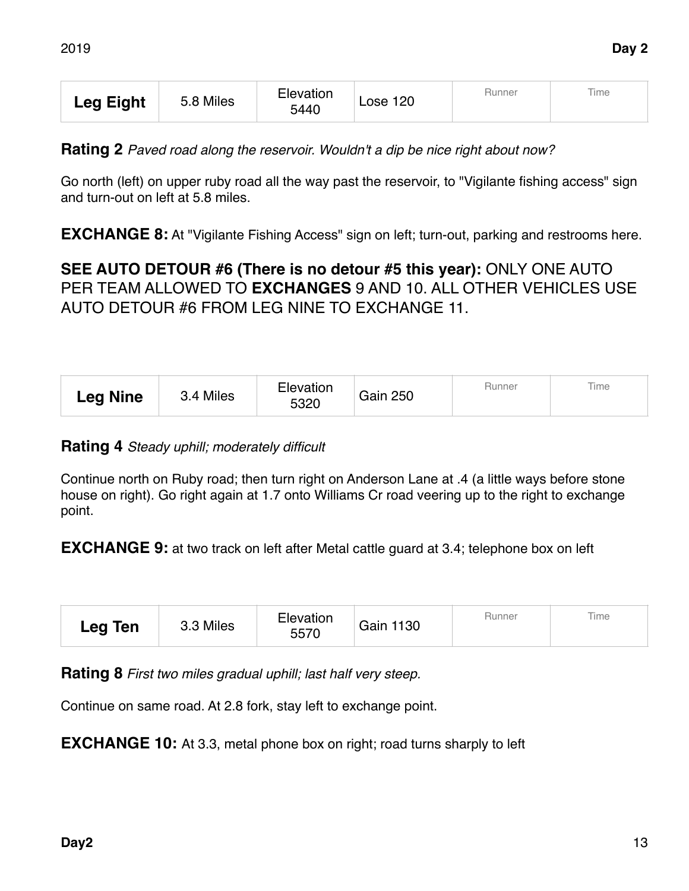| **Leg Eight** | 5.8 Miles | Elevation 5440 | Lose 120 | Runner | Time |
|---|---|---|---|---|---|

**Rating 2** *Paved road along the reservoir. Wouldn't a dip be nice right about now?*

Go north (left) on upper ruby road all the way past the reservoir, to "Vigilante fishing access" sign and turn-out on left at 5.8 miles.

**EXCHANGE 8:** At "Vigilante Fishing Access" sign on left; turn-out, parking and restrooms here.

**SEE AUTO DETOUR #6 (There is no detour #5 this year):** ONLY ONE AUTO PER TEAM ALLOWED TO **EXCHANGES** 9 AND 10. ALL OTHER VEHICLES USE AUTO DETOUR #6 FROM LEG NINE TO EXCHANGE 11.

| **Leg Nine** | 3.4 Miles | Elevation 5320 | Gain 250 | Runner | Time |
|---|---|---|---|---|---|

**Rating 4** *Steady uphill; moderately difficult*

Continue north on Ruby road; then turn right on Anderson Lane at .4 (a little ways before stone house on right). Go right again at 1.7 onto Williams Cr road veering up to the right to exchange point.

**EXCHANGE 9:** at two track on left after Metal cattle guard at 3.4; telephone box on left

| **Leg Ten** | 3.3 Miles | Elevation 5570 | Gain 1130 | Runner | Time |
|---|---|---|---|---|---|

**Rating 8** *First two miles gradual uphill; last half very steep.*

Continue on same road. At 2.8 fork, stay left to exchange point.

**EXCHANGE 10:** At 3.3, metal phone box on right; road turns sharply to left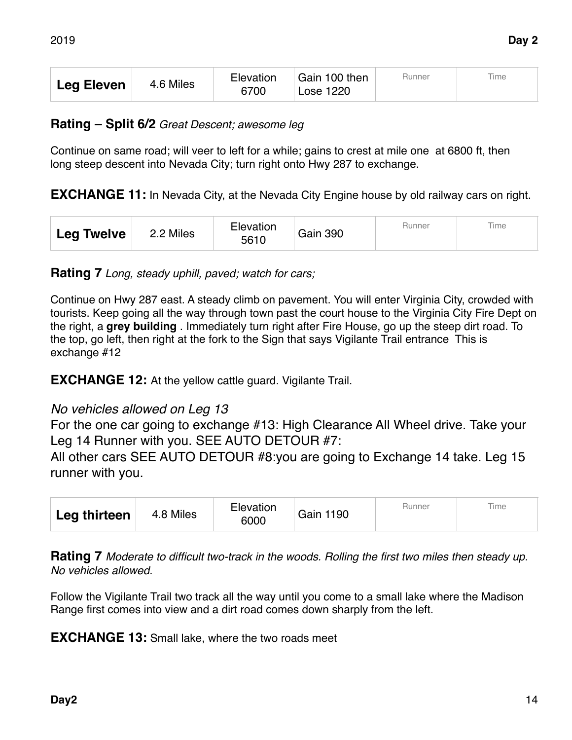| | | | | | |
|---|---|---|---|---|---|
| **Leg Eleven** | 4.6 Miles | Elevation 6700 | Gain 100 then Lose 1220 | Runner | Time |

**Rating – Split 6/2** *Great Descent; awesome leg*

Continue on same road; will veer to left for a while; gains to crest at mile one at 6800 ft, then long steep descent into Nevada City; turn right onto Hwy 287 to exchange.

**EXCHANGE 11:** In Nevada City, at the Nevada City Engine house by old railway cars on right.

| | | | | | |
|---|---|---|---|---|---|
| **Leg Twelve** | 2.2 Miles | Elevation 5610 | Gain 390 | Runner | Time |

**Rating 7** *Long, steady uphill, paved; watch for cars;*

Continue on Hwy 287 east. A steady climb on pavement. You will enter Virginia City, crowded with tourists. Keep going all the way through town past the court house to the Virginia City Fire Dept on the right, a **grey building** . Immediately turn right after Fire House, go up the steep dirt road. To the top, go left, then right at the fork to the Sign that says Vigilante Trail entrance This is exchange #12

**EXCHANGE 12:** At the yellow cattle guard. Vigilante Trail.

*No vehicles allowed on Leg 13*

For the one car going to exchange #13: High Clearance All Wheel drive. Take your Leg 14 Runner with you. SEE AUTO DETOUR #7:

All other cars SEE AUTO DETOUR #8:you are going to Exchange 14 take. Leg 15 runner with you.

| | | | | | |
|---|---|---|---|---|---|
| **Leg thirteen** | 4.8 Miles | Elevation 6000 | Gain 1190 | Runner | Time |

**Rating 7** *Moderate to difficult two-track in the woods. Rolling the first two miles then steady up. No vehicles allowed.*

Follow the Vigilante Trail two track all the way until you come to a small lake where the Madison Range first comes into view and a dirt road comes down sharply from the left.

**EXCHANGE 13:** Small lake, where the two roads meet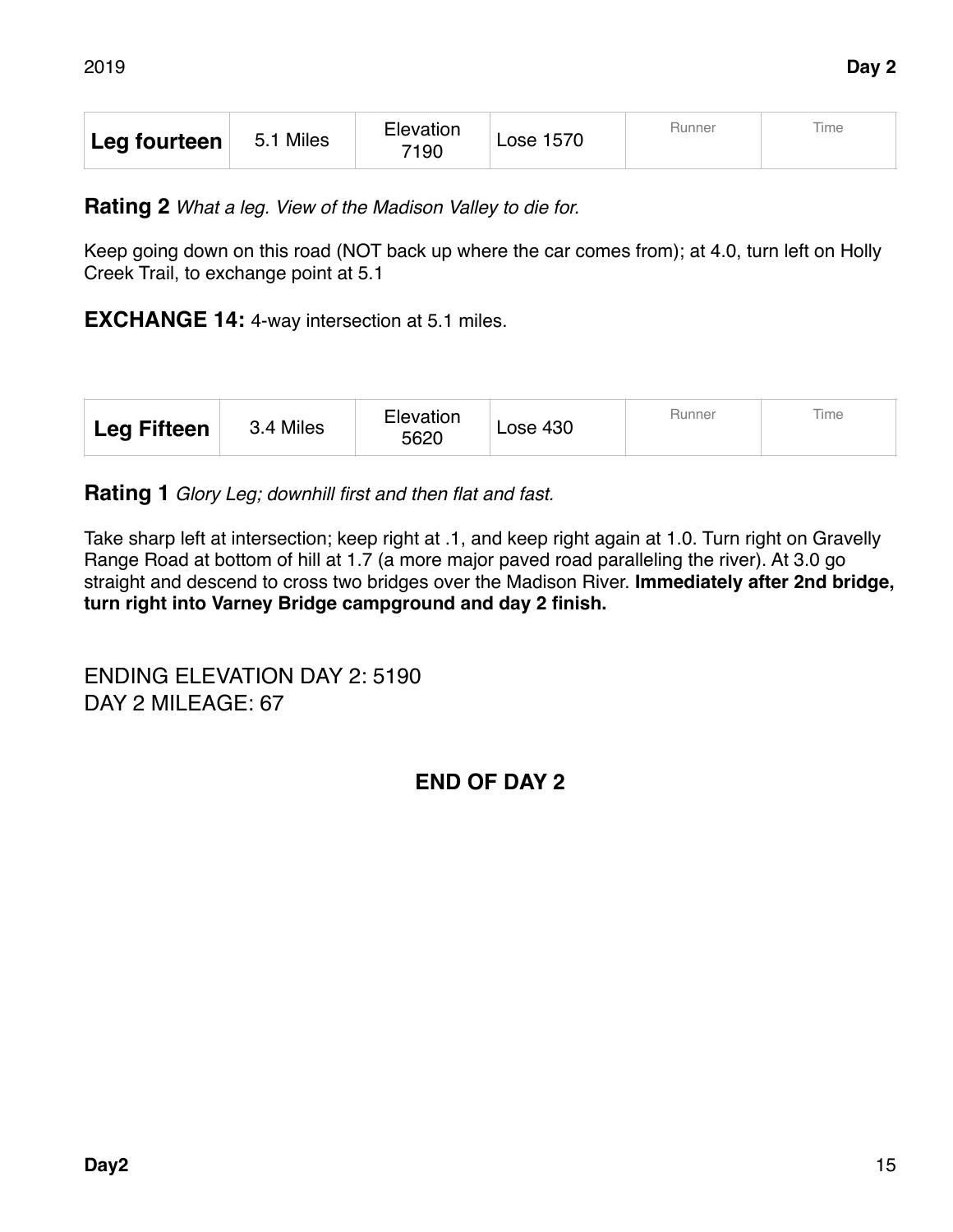| | | | | | |
|---|---|---|---|---|---|
| **Leg fourteen** | 5.1 Miles | Elevation 7190 | Lose 1570 | Runner | Time |

**Rating 2** *What a leg. View of the Madison Valley to die for.*

Keep going down on this road (NOT back up where the car comes from); at 4.0, turn left on Holly Creek Trail, to exchange point at 5.1

**EXCHANGE 14:** 4-way intersection at 5.1 miles.

| | | | | | |
|---|---|---|---|---|---|
| **Leg Fifteen** | 3.4 Miles | Elevation 5620 | Lose 430 | Runner | Time |

**Rating 1** *Glory Leg; downhill first and then flat and fast.*

Take sharp left at intersection; keep right at .1, and keep right again at 1.0. Turn right on Gravelly Range Road at bottom of hill at 1.7 (a more major paved road paralleling the river). At 3.0 go straight and descend to cross two bridges over the Madison River. **Immediately after 2nd bridge, turn right into Varney Bridge campground and day 2 finish.**

ENDING ELEVATION DAY 2: 5190
DAY 2 MILEAGE: 67

**END OF DAY 2**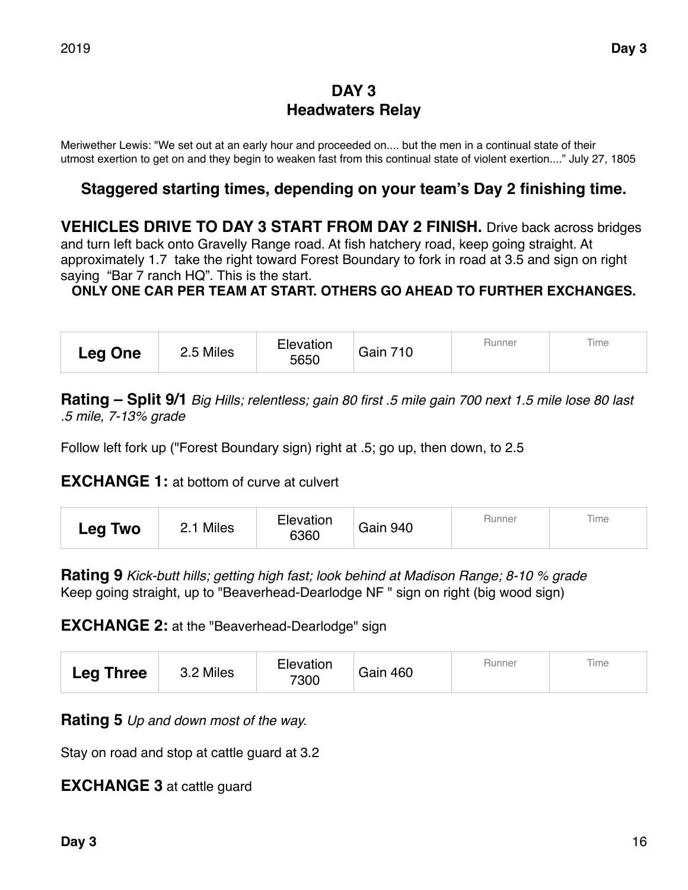# DAY 3
# Headwaters Relay

Meriwether Lewis: "We set out at an early hour and proceeded on.... but the men in a continual state of their utmost exertion to get on and they begin to weaken fast from this continual state of violent exertion...." July 27, 1805

### Staggered starting times, depending on your team's Day 2 finishing time.

**VEHICLES DRIVE TO DAY 3 START FROM DAY 2 FINISH.** Drive back across bridges and turn left back onto Gravelly Range road. At fish hatchery road, keep going straight. At approximately 1.7 take the right toward Forest Boundary to fork in road at 3.5 and sign on right saying "Bar 7 ranch HQ". This is the start.

**ONLY ONE CAR PER TEAM AT START. OTHERS GO AHEAD TO FURTHER EXCHANGES.**

| | | | | | |
|---|---|---|---|---|---|
| **Leg One** | 2.5 Miles | Elevation 5650 | Gain 710 | Runner | Time |

**Rating – Split 9/1** *Big Hills; relentless; gain 80 first .5 mile gain 700 next 1.5 mile lose 80 last .5 mile, 7-13% grade*

Follow left fork up ("Forest Boundary sign) right at .5; go up, then down, to 2.5

**EXCHANGE 1:** at bottom of curve at culvert

| | | | | | |
|---|---|---|---|---|---|
| **Leg Two** | 2.1 Miles | Elevation 6360 | Gain 940 | Runner | Time |

**Rating 9** *Kick-butt hills; getting high fast; look behind at Madison Range; 8-10 % grade*
Keep going straight, up to "Beaverhead-Dearlodge NF " sign on right (big wood sign)

**EXCHANGE 2:** at the "Beaverhead-Dearlodge" sign

| | | | | | |
|---|---|---|---|---|---|
| **Leg Three** | 3.2 Miles | Elevation 7300 | Gain 460 | Runner | Time |

**Rating 5** *Up and down most of the way.*

Stay on road and stop at cattle guard at 3.2

**EXCHANGE 3** at cattle guard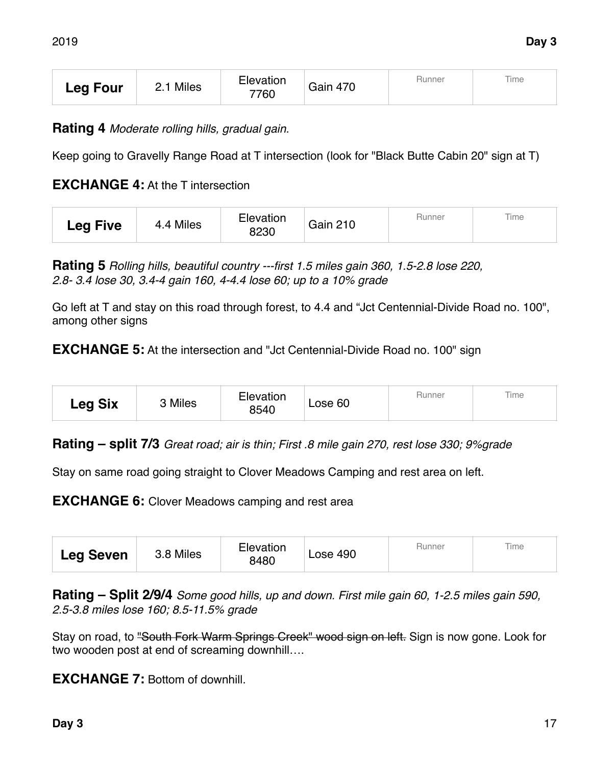| | | | | | |
|---|---|---|---|---|---|
| **Leg Four** | 2.1 Miles | Elevation 7760 | Gain 470 | Runner | Time |

**Rating 4** *Moderate rolling hills, gradual gain.*

Keep going to Gravelly Range Road at T intersection (look for "Black Butte Cabin 20" sign at T)

**EXCHANGE 4:** At the T intersection

| | | | | | |
|---|---|---|---|---|---|
| **Leg Five** | 4.4 Miles | Elevation 8230 | Gain 210 | Runner | Time |

**Rating 5** *Rolling hills, beautiful country ---first 1.5 miles gain 360, 1.5-2.8 lose 220, 2.8- 3.4 lose 30, 3.4-4 gain 160, 4-4.4 lose 60; up to a 10% grade*

Go left at T and stay on this road through forest, to 4.4 and “Jct Centennial-Divide Road no. 100", among other signs

**EXCHANGE 5:** At the intersection and "Jct Centennial-Divide Road no. 100" sign

| | | | | | |
|---|---|---|---|---|---|
| **Leg Six** | 3 Miles | Elevation 8540 | Lose 60 | Runner | Time |

**Rating – split 7/3** *Great road; air is thin; First .8 mile gain 270, rest lose 330; 9%grade*

Stay on same road going straight to Clover Meadows Camping and rest area on left.

**EXCHANGE 6:** Clover Meadows camping and rest area

| | | | | | |
|---|---|---|---|---|---|
| **Leg Seven** | 3.8 Miles | Elevation 8480 | Lose 490 | Runner | Time |

**Rating – Split 2/9/4** *Some good hills, up and down. First mile gain 60, 1-2.5 miles gain 590, 2.5-3.8 miles lose 160; 8.5-11.5% grade*

Stay on road, to ~~"South Fork Warm Springs Creek" wood sign on left.~~ Sign is now gone. Look for two wooden post at end of screaming downhill….

**EXCHANGE 7:** Bottom of downhill.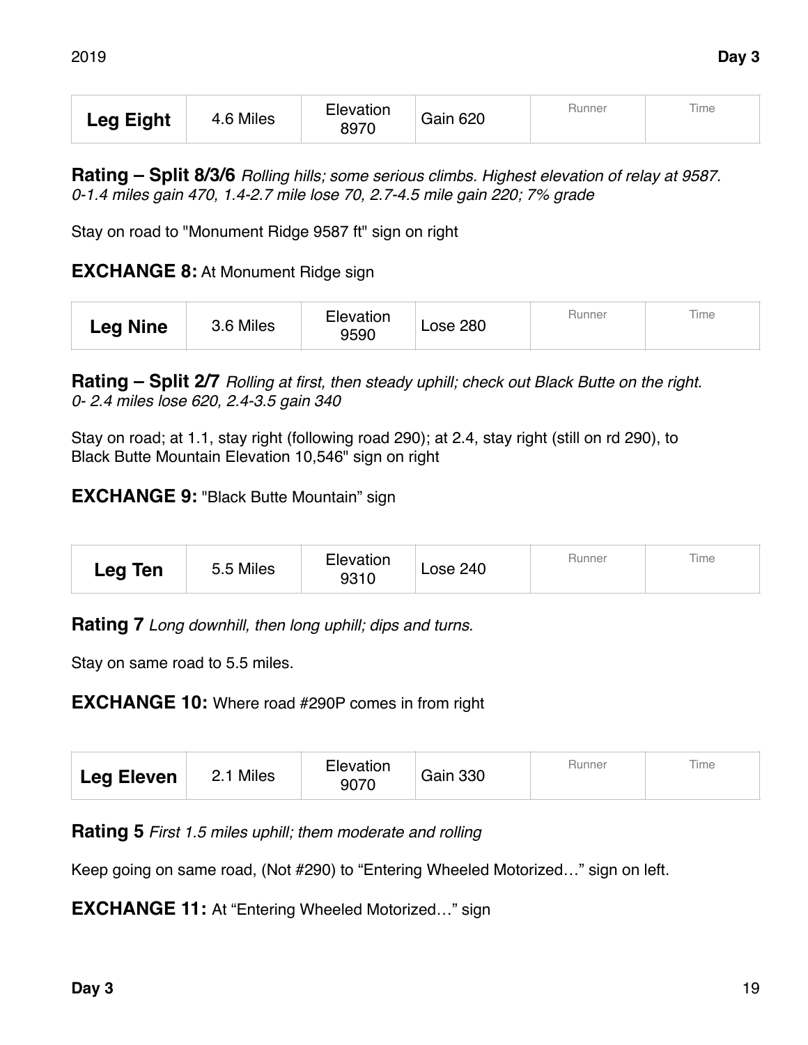| | | | | | |
|---|---|---|---|---|---|
| **Leg Eight** | 4.6 Miles | Elevation 8970 | Gain 620 | Runner | Time |

**Rating – Split 8/3/6** *Rolling hills; some serious climbs. Highest elevation of relay at 9587. 0-1.4 miles gain 470, 1.4-2.7 mile lose 70, 2.7-4.5 mile gain 220; 7% grade*

Stay on road to "Monument Ridge 9587 ft" sign on right

**EXCHANGE 8:** At Monument Ridge sign

| | | | | | |
|---|---|---|---|---|---|
| **Leg Nine** | 3.6 Miles | Elevation 9590 | Lose 280 | Runner | Time |

**Rating – Split 2/7** *Rolling at first, then steady uphill; check out Black Butte on the right. 0- 2.4 miles lose 620, 2.4-3.5 gain 340*

Stay on road; at 1.1, stay right (following road 290); at 2.4, stay right (still on rd 290), to Black Butte Mountain Elevation 10,546" sign on right

**EXCHANGE 9:** "Black Butte Mountain" sign

| | | | | | |
|---|---|---|---|---|---|
| **Leg Ten** | 5.5 Miles | Elevation 9310 | Lose 240 | Runner | Time |

**Rating 7** *Long downhill, then long uphill; dips and turns.*

Stay on same road to 5.5 miles.

**EXCHANGE 10:** Where road #290P comes in from right

| | | | | | |
|---|---|---|---|---|---|
| **Leg Eleven** | 2.1 Miles | Elevation 9070 | Gain 330 | Runner | Time |

**Rating 5** *First 1.5 miles uphill; them moderate and rolling*

Keep going on same road, (Not #290) to "Entering Wheeled Motorized…" sign on left.

**EXCHANGE 11:** At "Entering Wheeled Motorized…" sign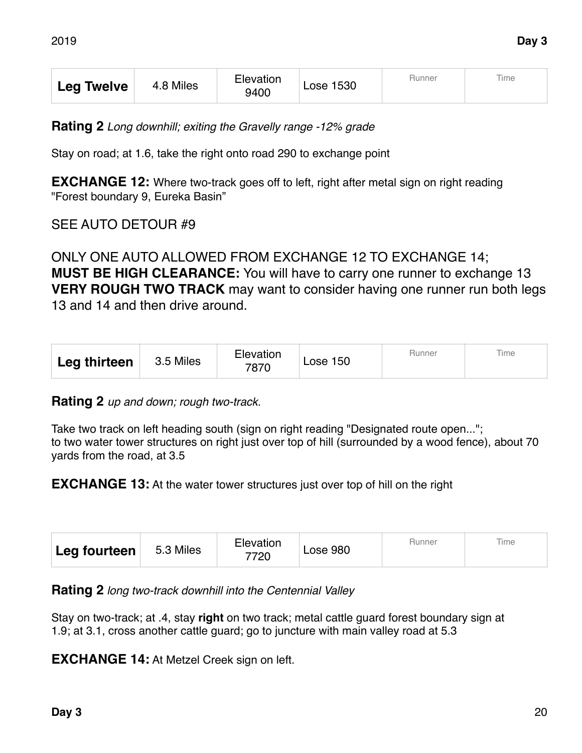| | | | | | |
|---|---|---|---|---|---|
| **Leg Twelve** | 4.8 Miles | Elevation 9400 | Lose 1530 | Runner | Time |

**Rating 2** *Long downhill; exiting the Gravelly range -12% grade*

Stay on road; at 1.6, take the right onto road 290 to exchange point

**EXCHANGE 12:** Where two-track goes off to left, right after metal sign on right reading "Forest boundary 9, Eureka Basin"

SEE AUTO DETOUR #9

ONLY ONE AUTO ALLOWED FROM EXCHANGE 12 TO EXCHANGE 14; **MUST BE HIGH CLEARANCE:** You will have to carry one runner to exchange 13 **VERY ROUGH TWO TRACK** may want to consider having one runner run both legs 13 and 14 and then drive around.

| | | | | | |
|---|---|---|---|---|---|
| **Leg thirteen** | 3.5 Miles | Elevation 7870 | Lose 150 | Runner | Time |

**Rating 2** *up and down; rough two-track.*

Take two track on left heading south (sign on right reading "Designated route open...";
to two water tower structures on right just over top of hill (surrounded by a wood fence), about 70 yards from the road, at 3.5

**EXCHANGE 13:** At the water tower structures just over top of hill on the right

| | | | | | |
|---|---|---|---|---|---|
| **Leg fourteen** | 5.3 Miles | Elevation 7720 | Lose 980 | Runner | Time |

**Rating 2** *long two-track downhill into the Centennial Valley*

Stay on two-track; at .4, stay **right** on two track; metal cattle guard forest boundary sign at 1.9; at 3.1, cross another cattle guard; go to juncture with main valley road at 5.3

**EXCHANGE 14:** At Metzel Creek sign on left.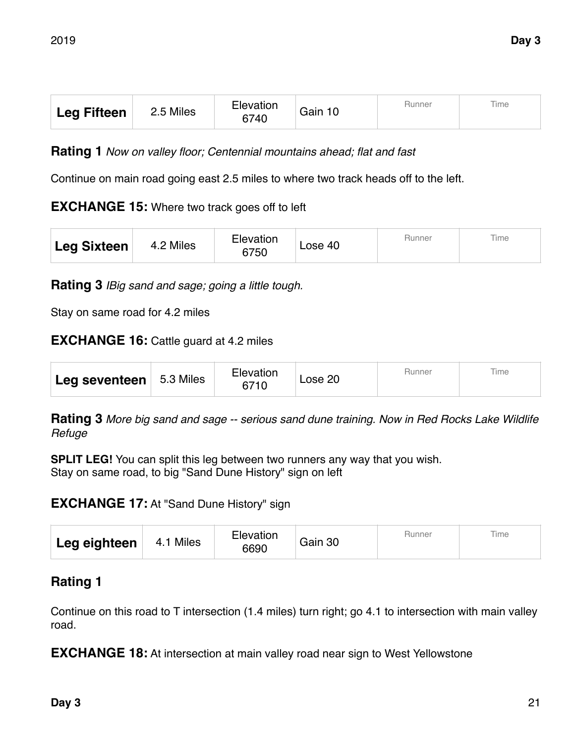| | | | | | |
|---|---|---|---|---|---|
| **Leg Fifteen** | 2.5 Miles | Elevation 6740 | Gain 10 | Runner | Time |

**Rating 1** *Now on valley floor; Centennial mountains ahead; flat and fast*

Continue on main road going east 2.5 miles to where two track heads off to the left.

**EXCHANGE 15:** Where two track goes off to left

| | | | | | |
|---|---|---|---|---|---|
| **Leg Sixteen** | 4.2 Miles | Elevation 6750 | Lose 40 | Runner | Time |

**Rating 3** *IBig sand and sage; going a little tough.*

Stay on same road for 4.2 miles

**EXCHANGE 16:** Cattle guard at 4.2 miles

| | | | | | |
|---|---|---|---|---|---|
| **Leg seventeen** | 5.3 Miles | Elevation 6710 | Lose 20 | Runner | Time |

**Rating 3** *More big sand and sage -- serious sand dune training. Now in Red Rocks Lake Wildlife Refuge*

**SPLIT LEG!** You can split this leg between two runners any way that you wish.
Stay on same road, to big "Sand Dune History" sign on left

**EXCHANGE 17:** At "Sand Dune History" sign

| | | | | | |
|---|---|---|---|---|---|
| **Leg eighteen** | 4.1 Miles | Elevation 6690 | Gain 30 | Runner | Time |

**Rating 1**

Continue on this road to T intersection (1.4 miles) turn right; go 4.1 to intersection with main valley road.

**EXCHANGE 18:** At intersection at main valley road near sign to West Yellowstone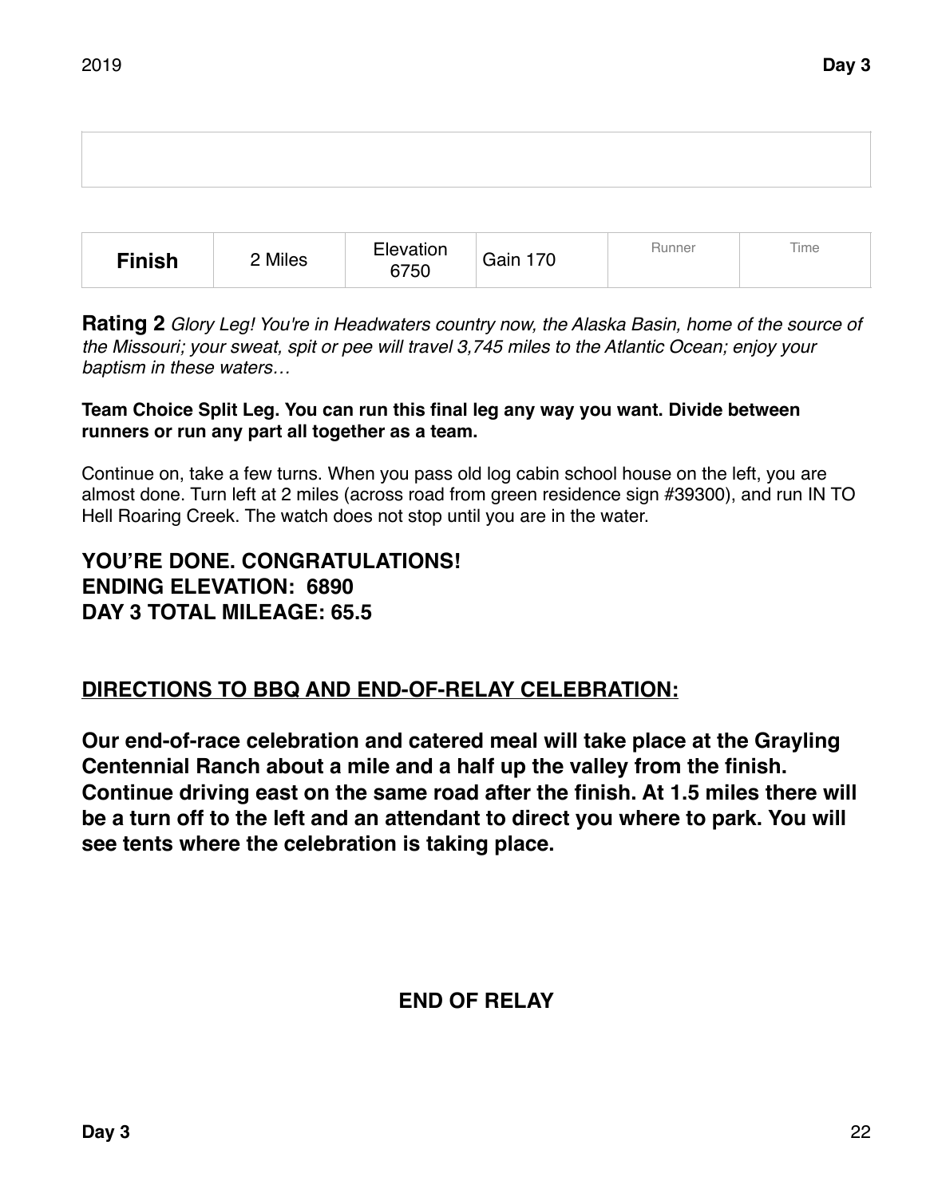| | | | | | |
|---|---|---|---|---|---|
| **Finish** | 2 Miles | Elevation 6750 | Gain 170 | Runner | Time |

**Rating 2** *Glory Leg! You're in Headwaters country now, the Alaska Basin, home of the source of the Missouri; your sweat, spit or pee will travel 3,745 miles to the Atlantic Ocean; enjoy your baptism in these waters…*

**Team Choice Split Leg. You can run this final leg any way you want. Divide between runners or run any part all together as a team.**

Continue on, take a few turns. When you pass old log cabin school house on the left, you are almost done. Turn left at 2 miles (across road from green residence sign #39300), and run IN TO Hell Roaring Creek. The watch does not stop until you are in the water.

## YOU'RE DONE. CONGRATULATIONS!
## ENDING ELEVATION: 6890
## DAY 3 TOTAL MILEAGE: 65.5

## DIRECTIONS TO BBQ AND END-OF-RELAY CELEBRATION:

**Our end-of-race celebration and catered meal will take place at the Grayling Centennial Ranch about a mile and a half up the valley from the finish. Continue driving east on the same road after the finish. At 1.5 miles there will be a turn off to the left and an attendant to direct you where to park. You will see tents where the celebration is taking place.**

**END OF RELAY**